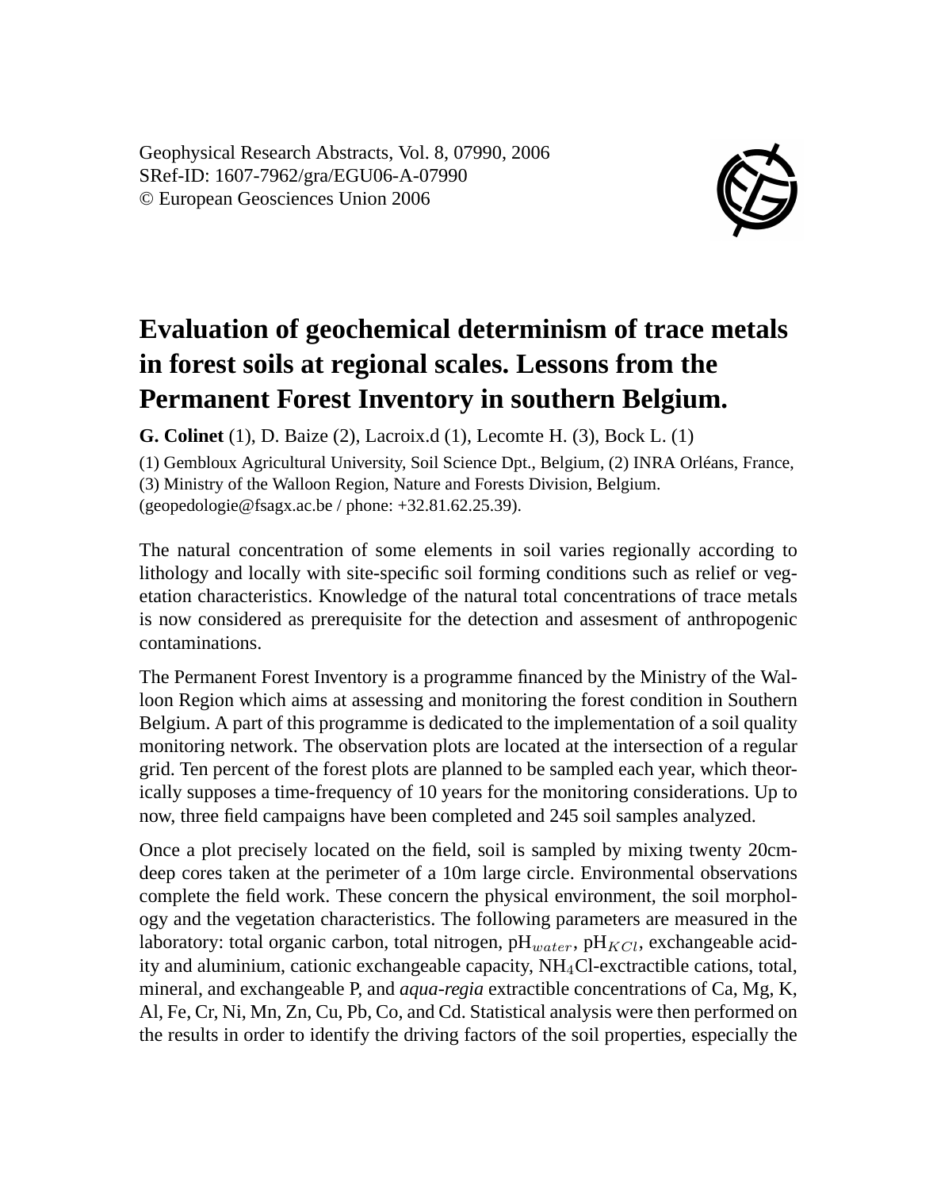# Evaluation of geochemical determinism of trace metals in forest soils at regional scales. Lessons from the Permanent Forest Inventory in southern Belgium.

**G. Colinet** (1), D. Baize (2), Lacroix.d (1), Lecomte H. (3), Bock L. (1)

(1) Gembloux Agricultural University, Soil Science Dpt., Belgium, (2) INRA Orléans, France, (3) Ministry of the Walloon Region, Nature and Forests Division, Belgium. (geopedologie@fsagx.ac.be / phone: +32.81.62.25.39).

The natural concentration of some elements in soil varies regionally according to lithology and locally with site-specific soil forming conditions such as relief or vegetation characteristics. Knowledge of the natural total concentrations of trace metals is now considered as prerequisite for the detection and assesment of anthropogenic contaminations.

The Permanent Forest Inventory is a programme financed by the Ministry of the Walloon Region which aims at assessing and monitoring the forest condition in Southern Belgium. A part of this programme is dedicated to the implementation of a soil quality monitoring network. The observation plots are located at the intersection of a regular grid. Ten percent of the forest plots are planned to be sampled each year, which theorically supposes a time-frequency of 10 years for the monitoring considerations. Up to now, three field campaigns have been completed and 245 soil samples analyzed.

Once a plot precisely located on the field, soil is sampled by mixing twenty 20cm-deep cores taken at the perimeter of a 10m large circle. Environmental observations complete the field work. These concern the physical environment, the soil morphology and the vegetation characteristics. The following parameters are measured in the laboratory: total organic carbon, total nitrogen, $pH_{water}$, $pH_{KCl}$, exchangeable acidity and aluminium, cationic exchangeable capacity, $NH_4Cl$-exctractible cations, total, mineral, and exchangeable P, and *aqua-regia* extractible concentrations of Ca, Mg, K, Al, Fe, Cr, Ni, Mn, Zn, Cu, Pb, Co, and Cd. Statistical analysis were then performed on the results in order to identify the driving factors of the soil properties, especially the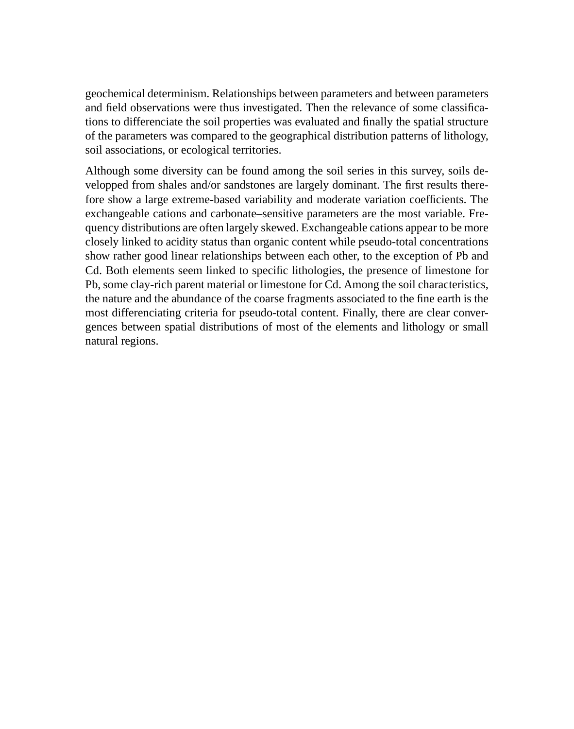geochemical determinism. Relationships between parameters and between parameters and field observations were thus investigated. Then the relevance of some classifications to differenciate the soil properties was evaluated and finally the spatial structure of the parameters was compared to the geographical distribution patterns of lithology, soil associations, or ecological territories.

Although some diversity can be found among the soil series in this survey, soils developped from shales and/or sandstones are largely dominant. The first results therefore show a large extreme-based variability and moderate variation coefficients. The exchangeable cations and carbonate–sensitive parameters are the most variable. Frequency distributions are often largely skewed. Exchangeable cations appear to be more closely linked to acidity status than organic content while pseudo-total concentrations show rather good linear relationships between each other, to the exception of Pb and Cd. Both elements seem linked to specific lithologies, the presence of limestone for Pb, some clay-rich parent material or limestone for Cd. Among the soil characteristics, the nature and the abundance of the coarse fragments associated to the fine earth is the most differenciating criteria for pseudo-total content. Finally, there are clear convergences between spatial distributions of most of the elements and lithology or small natural regions.